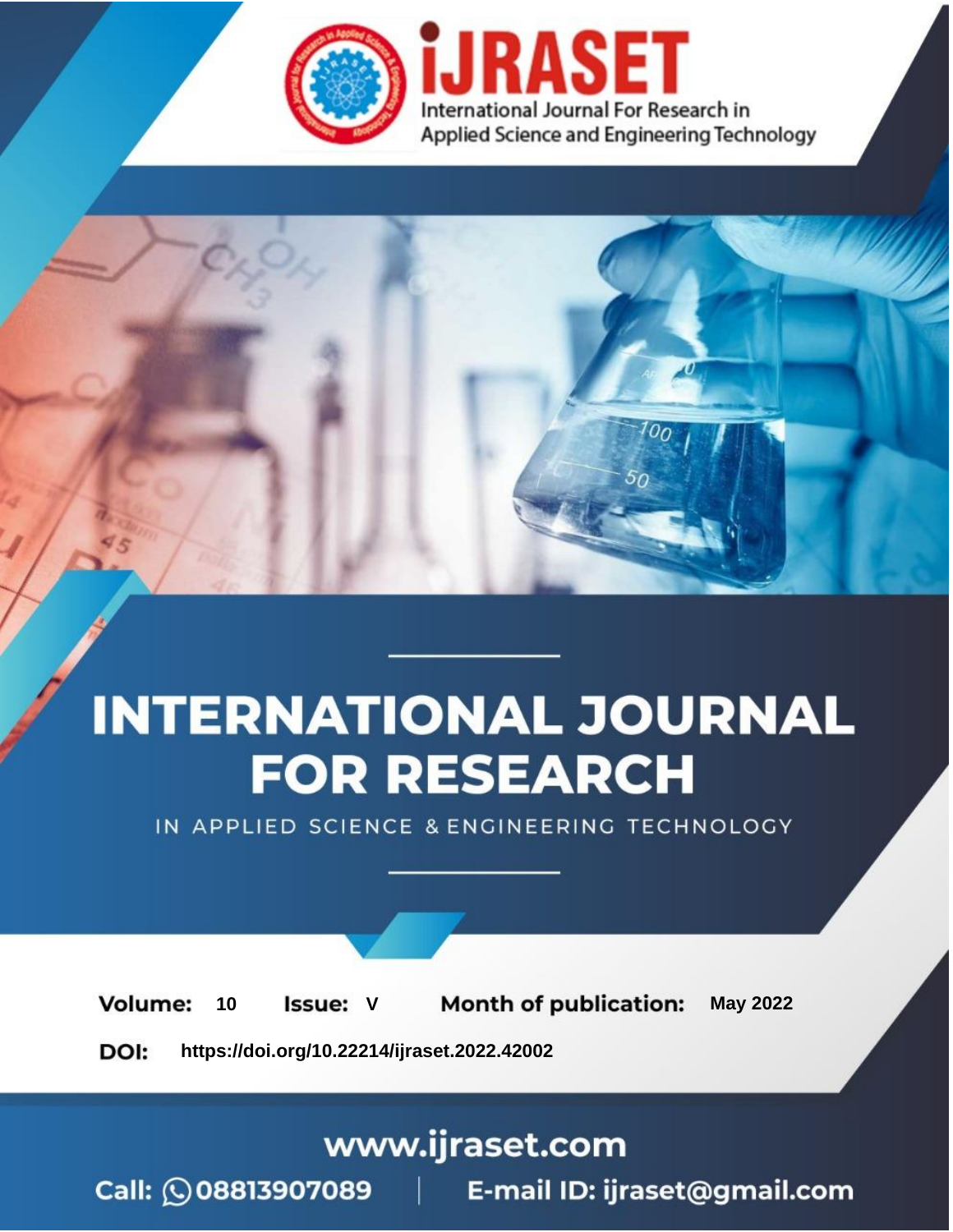iJRASET

International Journal For Research in Applied Science and Engineering Technology

# INTERNATIONAL JOURNAL FOR RESEARCH

IN APPLIED SCIENCE & ENGINEERING TECHNOLOGY

**Volume:** 10 **Issue:** V **Month of publication:** May 2022

**DOI:** https://doi.org/10.22214/ijraset.2022.42002

www.ijraset.com

Call: 08813907089 | E-mail ID: ijraset@gmail.com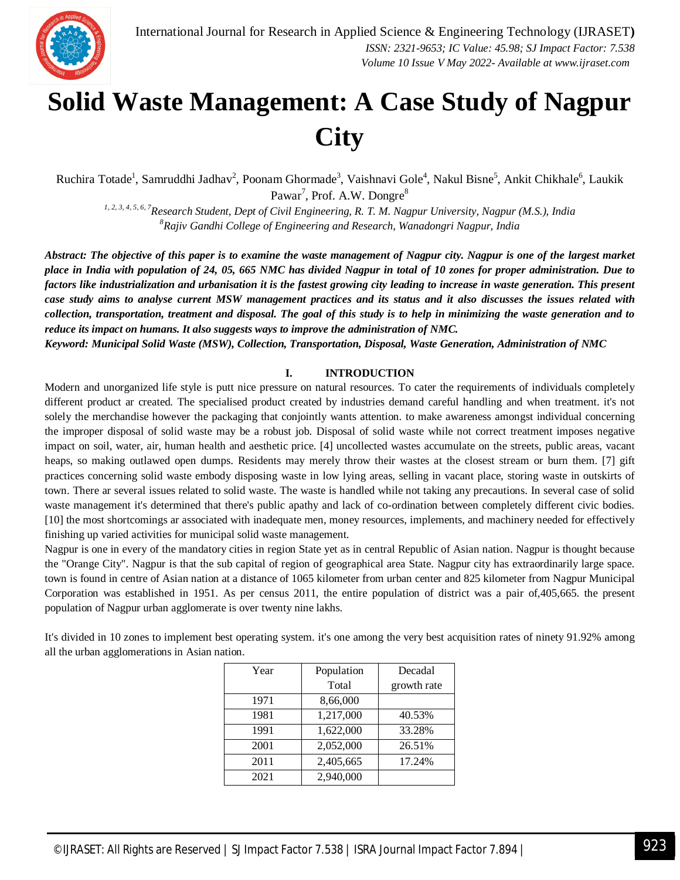# Solid Waste Management: A Case Study of Nagpur City

Ruchira Totade[1], Samruddhi Jadhav[2], Poonam Ghormade[3], Vaishnavi Gole[4], Nakul Bisne[5], Ankit Chikhale[6], Laukik Pawar[7], Prof. A.W. Dongre[8]

*[1, 2, 3, 4, 5, 6, 7]Research Student, Dept of Civil Engineering, R. T. M. Nagpur University, Nagpur (M.S.), India*
*[8]Rajiv Gandhi College of Engineering and Research, Wanadongri Nagpur, India*

***Abstract: The objective of this paper is to examine the waste management of Nagpur city. Nagpur is one of the largest market place in India with population of 24, 05, 665 NMC has divided Nagpur in total of 10 zones for proper administration. Due to factors like industrialization and urbanisation it is the fastest growing city leading to increase in waste generation. This present case study aims to analyse current MSW management practices and its status and it also discusses the issues related with collection, transportation, treatment and disposal. The goal of this study is to help in minimizing the waste generation and to reduce its impact on humans. It also suggests ways to improve the administration of NMC.***

***Keyword: Municipal Solid Waste (MSW), Collection, Transportation, Disposal, Waste Generation, Administration of NMC***

## I. INTRODUCTION

Modern and unorganized life style is putt nice pressure on natural resources. To cater the requirements of individuals completely different product ar created. The specialised product created by industries demand careful handling and when treatment. it's not solely the merchandise however the packaging that conjointly wants attention. to make awareness amongst individual concerning the improper disposal of solid waste may be a robust job. Disposal of solid waste while not correct treatment imposes negative impact on soil, water, air, human health and aesthetic price. [4] uncollected wastes accumulate on the streets, public areas, vacant heaps, so making outlawed open dumps. Residents may merely throw their wastes at the closest stream or burn them. [7] gift practices concerning solid waste embody disposing waste in low lying areas, selling in vacant place, storing waste in outskirts of town. There ar several issues related to solid waste. The waste is handled while not taking any precautions. In several case of solid waste management it's determined that there's public apathy and lack of co-ordination between completely different civic bodies. [10] the most shortcomings ar associated with inadequate men, money resources, implements, and machinery needed for effectively finishing up varied activities for municipal solid waste management.

Nagpur is one in every of the mandatory cities in region State yet as in central Republic of Asian nation. Nagpur is thought because the "Orange City". Nagpur is that the sub capital of region of geographical area State. Nagpur city has extraordinarily large space. town is found in centre of Asian nation at a distance of 1065 kilometer from urban center and 825 kilometer from Nagpur Municipal Corporation was established in 1951. As per census 2011, the entire population of district was a pair of,405,665. the present population of Nagpur urban agglomerate is over twenty nine lakhs.

It's divided in 10 zones to implement best operating system. it's one among the very best acquisition rates of ninety 91.92% among all the urban agglomerations in Asian nation.

| Year | Population Total | Decadal growth rate |
|---|---|---|
| 1971 | 8,66,000 | |
| 1981 | 1,217,000 | 40.53% |
| 1991 | 1,622,000 | 33.28% |
| 2001 | 2,052,000 | 26.51% |
| 2011 | 2,405,665 | 17.24% |
| 2021 | 2,940,000 | |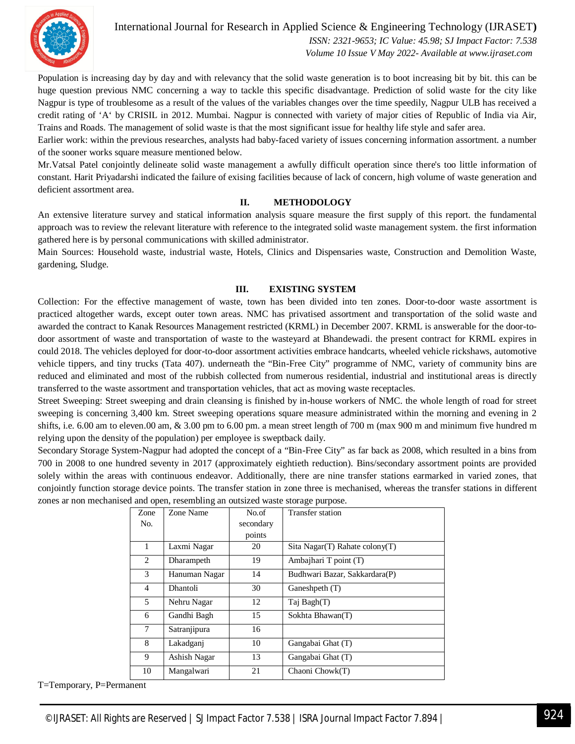Population is increasing day by day and with relevancy that the solid waste generation is to boot increasing bit by bit. this can be huge question previous NMC concerning a way to tackle this specific disadvantage. Prediction of solid waste for the city like Nagpur is type of troublesome as a result of the values of the variables changes over the time speedily, Nagpur ULB has received a credit rating of 'A' by CRISIL in 2012. Mumbai. Nagpur is connected with variety of major cities of Republic of India via Air, Trains and Roads. The management of solid waste is that the most significant issue for healthy life style and safer area.

Earlier work: within the previous researches, analysts had baby-faced variety of issues concerning information assortment. a number of the sooner works square measure mentioned below.

Mr.Vatsal Patel conjointly delineate solid waste management a awfully difficult operation since there's too little information of constant. Harit Priyadarshi indicated the failure of exising facilities because of lack of concern, high volume of waste generation and deficient assortment area.

## II. METHODOLOGY

An extensive literature survey and statical information analysis square measure the first supply of this report. the fundamental approach was to review the relevant literature with reference to the integrated solid waste management system. the first information gathered here is by personal communications with skilled administrator.

Main Sources: Household waste, industrial waste, Hotels, Clinics and Dispensaries waste, Construction and Demolition Waste, gardening, Sludge.

## III. EXISTING SYSTEM

Collection: For the effective management of waste, town has been divided into ten zones. Door-to-door waste assortment is practiced altogether wards, except outer town areas. NMC has privatised assortment and transportation of the solid waste and awarded the contract to Kanak Resources Management restricted (KRML) in December 2007. KRML is answerable for the door-to-door assortment of waste and transportation of waste to the wasteyard at Bhandewadi. the present contract for KRML expires in could 2018. The vehicles deployed for door-to-door assortment activities embrace handcarts, wheeled vehicle rickshaws, automotive vehicle tippers, and tiny trucks (Tata 407). underneath the "Bin-Free City" programme of NMC, variety of community bins are reduced and eliminated and most of the rubbish collected from numerous residential, industrial and institutional areas is directly transferred to the waste assortment and transportation vehicles, that act as moving waste receptacles.

Street Sweeping: Street sweeping and drain cleansing is finished by in-house workers of NMC. the whole length of road for street sweeping is concerning 3,400 km. Street sweeping operations square measure administrated within the morning and evening in 2 shifts, i.e. 6.00 am to eleven.00 am, & 3.00 pm to 6.00 pm. a mean street length of 700 m (max 900 m and minimum five hundred m relying upon the density of the population) per employee is sweptback daily.

Secondary Storage System-Nagpur had adopted the concept of a "Bin-Free City" as far back as 2008, which resulted in a bins from 700 in 2008 to one hundred seventy in 2017 (approximately eightieth reduction). Bins/secondary assortment points are provided solely within the areas with continuous endeavor. Additionally, there are nine transfer stations earmarked in varied zones, that conjointly function storage device points. The transfer station in zone three is mechanised, whereas the transfer stations in different zones ar non mechanised and open, resembling an outsized waste storage purpose.

| Zone No. | Zone Name | No.of secondary points | Transfer station |
|---|---|---|---|
| 1 | Laxmi Nagar | 20 | Sita Nagar(T) Rahate colony(T) |
| 2 | Dharampeth | 19 | Ambajhari T point (T) |
| 3 | Hanuman Nagar | 14 | Budhwari Bazar, Sakkardara(P) |
| 4 | Dhantoli | 30 | Ganeshpeth (T) |
| 5 | Nehru Nagar | 12 | Taj Bagh(T) |
| 6 | Gandhi Bagh | 15 | Sokhta Bhawan(T) |
| 7 | Satranjipura | 16 | |
| 8 | Lakadganj | 10 | Gangabai Ghat (T) |
| 9 | Ashish Nagar | 13 | Gangabai Ghat (T) |
| 10 | Mangalwari | 21 | Chaoni Chowk(T) |

T=Temporary, P=Permanent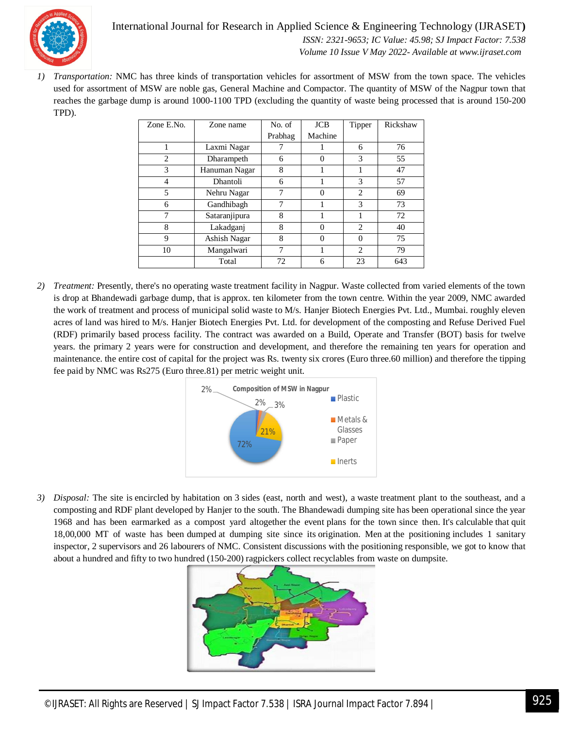1) *Transportation:* NMC has three kinds of transportation vehicles for assortment of MSW from the town space. The vehicles used for assortment of MSW are noble gas, General Machine and Compactor. The quantity of MSW of the Nagpur town that reaches the garbage dump is around 1000-1100 TPD (excluding the quantity of waste being processed that is around 150-200 TPD).

| Zone E.No. | Zone name | No. of Prabhag | JCB Machine | Tipper | Rickshaw |
|---|---|---|---|---|---|
| 1 | Laxmi Nagar | 7 | 1 | 6 | 76 |
| 2 | Dharampeth | 6 | 0 | 3 | 55 |
| 3 | Hanuman Nagar | 8 | 1 | 1 | 47 |
| 4 | Dhantoli | 6 | 1 | 3 | 57 |
| 5 | Nehru Nagar | 7 | 0 | 2 | 69 |
| 6 | Gandhibagh | 7 | 1 | 3 | 73 |
| 7 | Sataranjipura | 8 | 1 | 1 | 72 |
| 8 | Lakadganj | 8 | 0 | 2 | 40 |
| 9 | Ashish Nagar | 8 | 0 | 0 | 75 |
| 10 | Mangalwari | 7 | 1 | 2 | 79 |
| | Total | 72 | 6 | 23 | 643 |

2) *Treatment:* Presently, there's no operating waste treatment facility in Nagpur. Waste collected from varied elements of the town is drop at Bhandewadi garbage dump, that is approx. ten kilometer from the town centre. Within the year 2009, NMC awarded the work of treatment and process of municipal solid waste to M/s. Hanjer Biotech Energies Pvt. Ltd., Mumbai. roughly eleven acres of land was hired to M/s. Hanjer Biotech Energies Pvt. Ltd. for development of the composting and Refuse Derived Fuel (RDF) primarily based process facility. The contract was awarded on a Build, Operate and Transfer (BOT) basis for twelve years. the primary 2 years were for construction and development, and therefore the remaining ten years for operation and maintenance. the entire cost of capital for the project was Rs. twenty six crores (Euro three.60 million) and therefore the tipping fee paid by NMC was Rs275 (Euro three.81) per metric weight unit.

Composition of MSW in Nagpur: Plastic 2%, Metals & Glasses 2%, Paper 3%, Inerts 21%, 72%

3) *Disposal:* The site is encircled by habitation on 3 sides (east, north and west), a waste treatment plant to the southeast, and a composting and RDF plant developed by Hanjer to the south. The Bhandewadi dumping site has been operational since the year 1968 and has been earmarked as a compost yard altogether the event plans for the town since then. It's calculable that quit 18,00,000 MT of waste has been dumped at dumping site since its origination. Men at the positioning includes 1 sanitary inspector, 2 supervisors and 26 labourers of NMC. Consistent discussions with the positioning responsible, we got to know that about a hundred and fifty to two hundred (150-200) ragpickers collect recyclables from waste on dumpsite.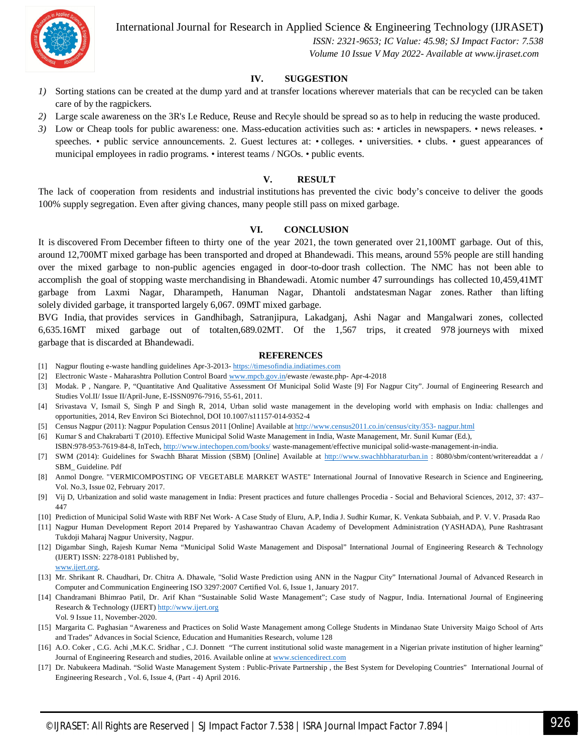## IV. SUGGESTION

*1)* Sorting stations can be created at the dump yard and at transfer locations wherever materials that can be recycled can be taken care of by the ragpickers.

*2)* Large scale awareness on the 3R's I.e Reduce, Reuse and Recyle should be spread so as to help in reducing the waste produced.

*3)* Low or Cheap tools for public awareness: one. Mass-education activities such as: • articles in newspapers. • news releases. • speeches. • public service announcements. 2. Guest lectures at: • colleges. • universities. • clubs. • guest appearances of municipal employees in radio programs. • interest teams / NGOs. • public events.

## V. RESULT

The lack of cooperation from residents and industrial institutions has prevented the civic body's conceive to deliver the goods 100% supply segregation. Even after giving chances, many people still pass on mixed garbage.

## VI. CONCLUSION

It is discovered From December fifteen to thirty one of the year 2021, the town generated over 21,100MT garbage. Out of this, around 12,700MT mixed garbage has been transported and droped at Bhandewadi. This means, around 55% people are still handing over the mixed garbage to non-public agencies engaged in door-to-door trash collection. The NMC has not been able to accomplish the goal of stopping waste merchandising in Bhandewadi. Atomic number 47 surroundings has collected 10,459,41MT garbage from Laxmi Nagar, Dharampeth, Hanuman Nagar, Dhantoli andstatesman Nagar zones. Rather than lifting solely divided garbage, it transported largely 6,067. 09MT mixed garbage.

BVG India, that provides services in Gandhibagh, Satranjipura, Lakadganj, Ashi Nagar and Mangalwari zones, collected 6,635.16MT mixed garbage out of totalten,689.02MT. Of the 1,567 trips, it created 978 journeys with mixed garbage that is discarded at Bhandewadi.

## REFERENCES

[1] Nagpur flouting e-waste handling guidelines Apr-3-2013- https://timesofindia.indiatimes.com

[2] Electronic Waste - Maharashtra Pollution Control Board www.mpcb.gov.in/ewaste /ewaste.php- Apr-4-2018

[3] Modak. P , Nangare. P, "Quantitative And Qualitative Assessment Of Municipal Solid Waste [9] For Nagpur City". Journal of Engineering Research and Studies Vol.II/ Issue II/April-June, E-ISSN0976-7916, 55-61, 2011.

[4] Srivastava V, Ismail S, Singh P and Singh R, 2014, Urban solid waste management in the developing world with emphasis on India: challenges and opportunities, 2014, Rev Environ Sci Biotechnol, DOI 10.1007/s11157-014-9352-4

[5] Census Nagpur (2011): Nagpur Population Census 2011 [Online] Available at http://www.census2011.co.in/census/city/353- nagpur.html

[6] Kumar S and Chakrabarti T (2010). Effective Municipal Solid Waste Management in India, Waste Management, Mr. Sunil Kumar (Ed.), ISBN:978-953-7619-84-8, InTech, http://www.intechopen.com/books/ waste-management/effective municipal solid-waste-management-in-india.

[7] SWM (2014): Guidelines for Swachh Bharat Mission (SBM) [Online] Available at http://www.swachhbharaturban.in : 8080/sbm/content/writereaddat a / SBM_ Guideline. Pdf

[8] Anmol Dongre. "VERMICOMPOSTING OF VEGETABLE MARKET WASTE" International Journal of Innovative Research in Science and Engineering, Vol. No.3, Issue 02, February 2017.

[9] Vij D, Urbanization and solid waste management in India: Present practices and future challenges Procedia - Social and Behavioral Sciences, 2012, 37: 437–447

[10] Prediction of Municipal Solid Waste with RBF Net Work- A Case Study of Eluru, A.P, India J. Sudhir Kumar, K. Venkata Subbaiah, and P. V. V. Prasada Rao

[11] Nagpur Human Development Report 2014 Prepared by Yashawantrao Chavan Academy of Development Administration (YASHADA), Pune Rashtrasant Tukdoji Maharaj Nagpur University, Nagpur.

[12] Digambar Singh, Rajesh Kumar Nema "Municipal Solid Waste Management and Disposal" International Journal of Engineering Research & Technology (IJERT) ISSN: 2278-0181 Published by, www.ijert.org.

[13] Mr. Shrikant R. Chaudhari, Dr. Chitra A. Dhawale, "Solid Waste Prediction using ANN in the Nagpur City" International Journal of Advanced Research in Computer and Communication Engineering ISO 3297:2007 Certified Vol. 6, Issue 1, January 2017.

[14] Chandramani Bhimrao Patil, Dr. Arif Khan "Sustainable Solid Waste Management"; Case study of Nagpur, India. International Journal of Engineering Research & Technology (IJERT) http://www.ijert.org Vol. 9 Issue 11, November-2020.

[15] Margarita C. Paghasian "Awareness and Practices on Solid Waste Management among College Students in Mindanao State University Maigo School of Arts and Trades" Advances in Social Science, Education and Humanities Research, volume 128

[16] A.O. Coker , C.G. Achi ,M.K.C. Sridhar , C.J. Donnett "The current institutional solid waste management in a Nigerian private institution of higher learning" Journal of Engineering Research and studies, 2016. Available online at www.sciencedirect.com

[17] Dr. Nabukeera Madinah. "Solid Waste Management System : Public-Private Partnership , the Best System for Developing Countries" International Journal of Engineering Research , Vol. 6, Issue 4, (Part - 4) April 2016.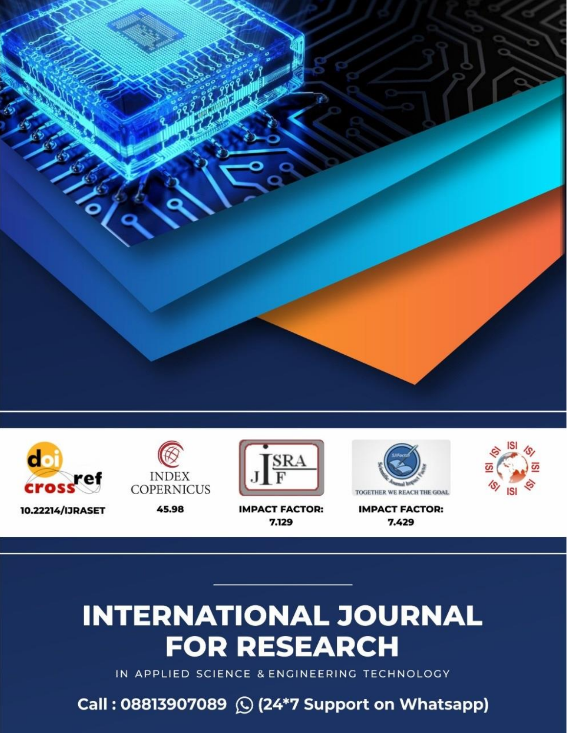10.22214/IJRASET

INDEX COPERNICUS

45.98

IMPACT FACTOR:
7.129

TOGETHER WE REACH THE GOAL

IMPACT FACTOR:
7.429

# INTERNATIONAL JOURNAL FOR RESEARCH

IN APPLIED SCIENCE & ENGINEERING TECHNOLOGY

Call : 08813907089 (24*7 Support on Whatsapp)